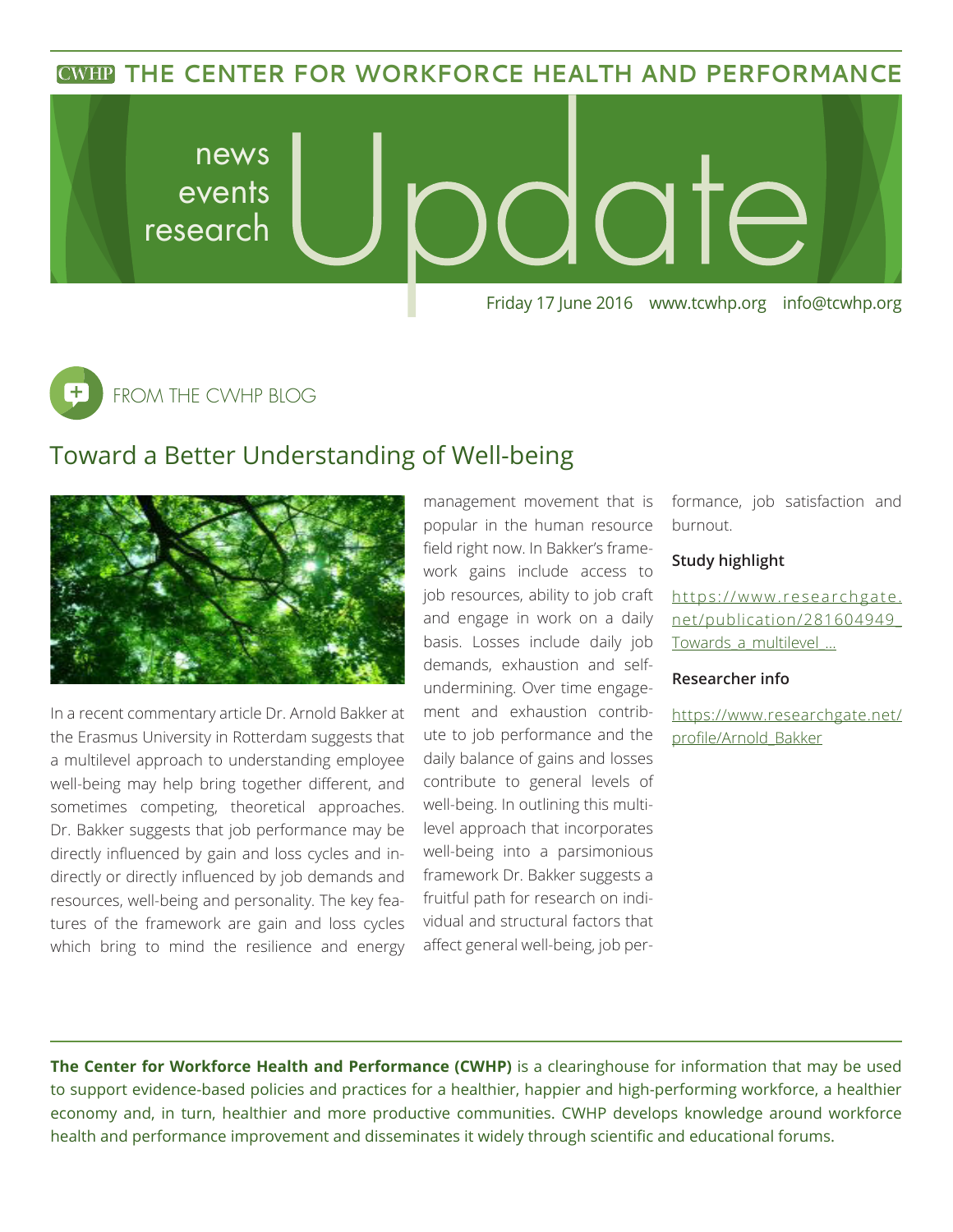# THE CENTER FOR WORKFORCE HEALTH AND PERFORMANCE

news
events
research

# Update

Friday 17 June 2016 www.tcwhp.org info@tcwhp.org

FROM THE CWHP BLOG

## Toward a Better Understanding of Well-being

In a recent commentary article Dr. Arnold Bakker at the Erasmus University in Rotterdam suggests that a multilevel approach to understanding employee well-being may help bring together different, and sometimes competing, theoretical approaches. Dr. Bakker suggests that job performance may be directly influenced by gain and loss cycles and indirectly or directly influenced by job demands and resources, well-being and personality. The key features of the framework are gain and loss cycles which bring to mind the resilience and energy management movement that is popular in the human resource field right now. In Bakker's framework gains include access to job resources, ability to job craft and engage in work on a daily basis. Losses include daily job demands, exhaustion and self-undermining. Over time engagement and exhaustion contribute to job performance and the daily balance of gains and losses contribute to general levels of well-being. In outlining this multilevel approach that incorporates well-being into a parsimonious framework Dr. Bakker suggests a fruitful path for research on individual and structural factors that affect general well-being, job performance, job satisfaction and burnout.

**Study highlight**

https://www.researchgate.net/publication/281604949_Towards_a_multilevel_...

**Researcher info**

https://www.researchgate.net/profile/Arnold_Bakker

---

**The Center for Workforce Health and Performance (CWHP)** is a clearinghouse for information that may be used to support evidence-based policies and practices for a healthier, happier and high-performing workforce, a healthier economy and, in turn, healthier and more productive communities. CWHP develops knowledge around workforce health and performance improvement and disseminates it widely through scientific and educational forums.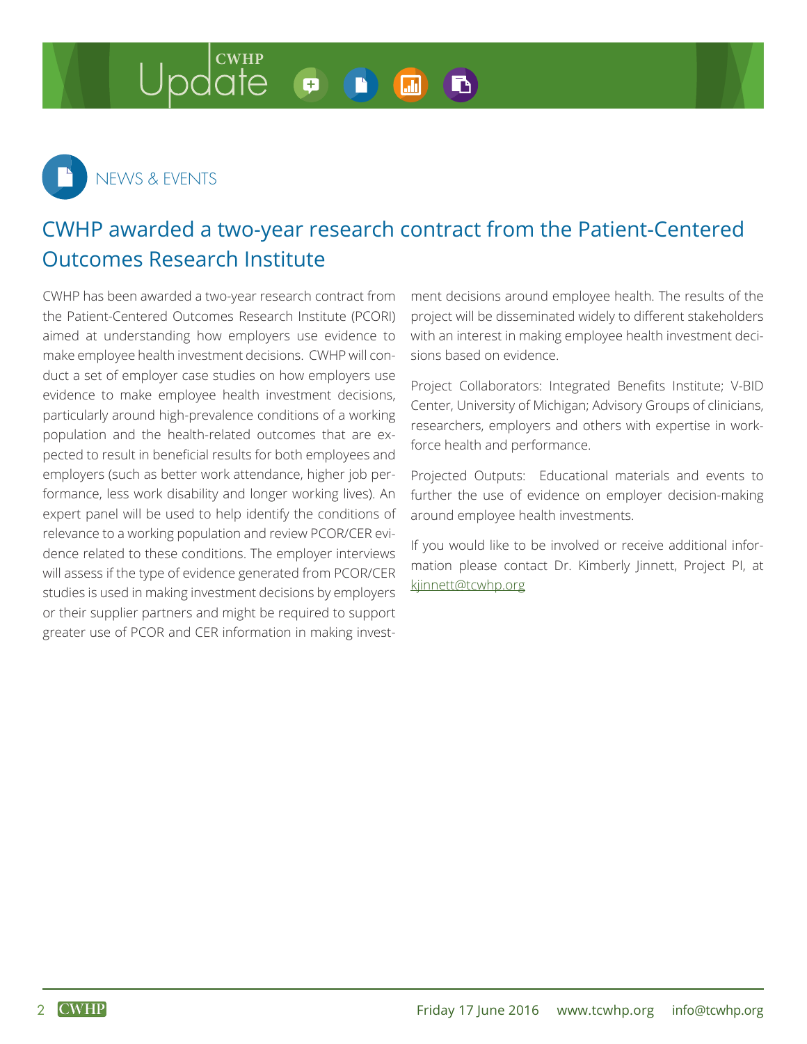## NEWS & EVENTS

# CWHP awarded a two-year research contract from the Patient-Centered Outcomes Research Institute

CWHP has been awarded a two-year research contract from the Patient-Centered Outcomes Research Institute (PCORI) aimed at understanding how employers use evidence to make employee health investment decisions. CWHP will conduct a set of employer case studies on how employers use evidence to make employee health investment decisions, particularly around high-prevalence conditions of a working population and the health-related outcomes that are expected to result in beneficial results for both employees and employers (such as better work attendance, higher job performance, less work disability and longer working lives). An expert panel will be used to help identify the conditions of relevance to a working population and review PCOR/CER evidence related to these conditions. The employer interviews will assess if the type of evidence generated from PCOR/CER studies is used in making investment decisions by employers or their supplier partners and might be required to support greater use of PCOR and CER information in making investment decisions around employee health. The results of the project will be disseminated widely to different stakeholders with an interest in making employee health investment decisions based on evidence.

Project Collaborators: Integrated Benefits Institute; V-BID Center, University of Michigan; Advisory Groups of clinicians, researchers, employers and others with expertise in workforce health and performance.

Projected Outputs: Educational materials and events to further the use of evidence on employer decision-making around employee health investments.

If you would like to be involved or receive additional information please contact Dr. Kimberly Jinnett, Project PI, at kjinnett@tcwhp.org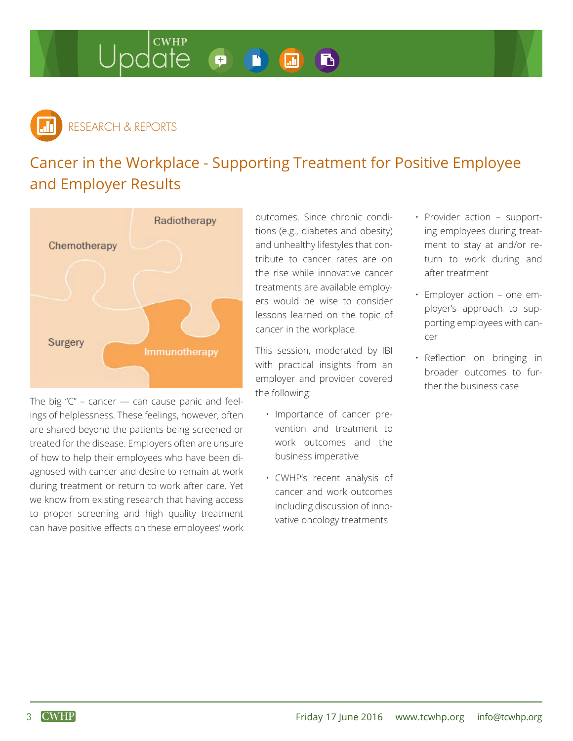## RESEARCH & REPORTS

# Cancer in the Workplace - Supporting Treatment for Positive Employee and Employer Results

The big "C" – cancer — can cause panic and feelings of helplessness. These feelings, however, often are shared beyond the patients being screened or treated for the disease. Employers often are unsure of how to help their employees who have been diagnosed with cancer and desire to remain at work during treatment or return to work after care. Yet we know from existing research that having access to proper screening and high quality treatment can have positive effects on these employees' work outcomes. Since chronic conditions (e.g., diabetes and obesity) and unhealthy lifestyles that contribute to cancer rates are on the rise while innovative cancer treatments are available employers would be wise to consider lessons learned on the topic of cancer in the workplace.

This session, moderated by IBI with practical insights from an employer and provider covered the following:

- Importance of cancer prevention and treatment to work outcomes and the business imperative
- CWHP's recent analysis of cancer and work outcomes including discussion of innovative oncology treatments
- Provider action – supporting employees during treatment to stay at and/or return to work during and after treatment
- Employer action – one employer's approach to supporting employees with cancer
- Reflection on bringing in broader outcomes to further the business case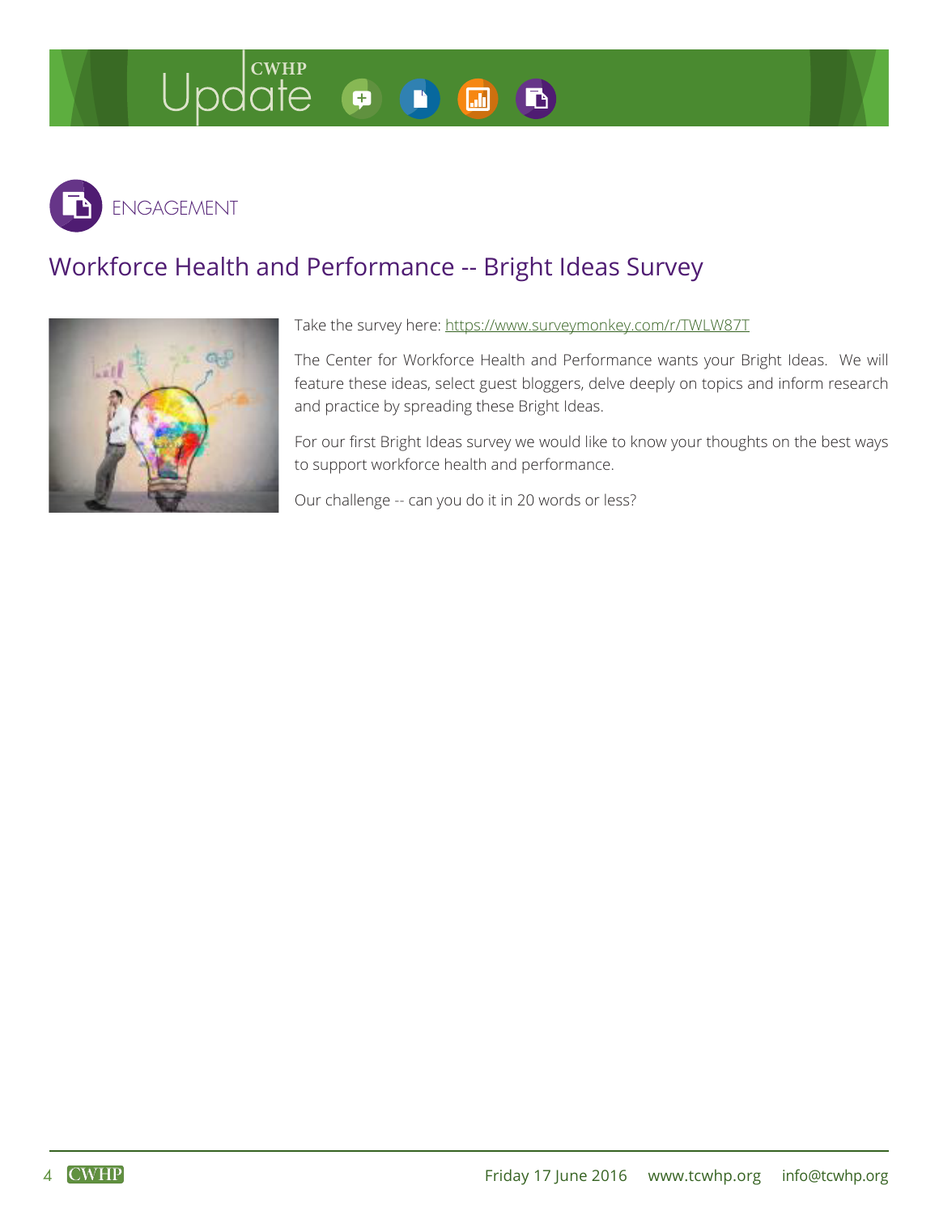## ENGAGEMENT

# Workforce Health and Performance -- Bright Ideas Survey

Take the survey here: https://www.surveymonkey.com/r/TWLW87T

The Center for Workforce Health and Performance wants your Bright Ideas. We will feature these ideas, select guest bloggers, delve deeply on topics and inform research and practice by spreading these Bright Ideas.

For our first Bright Ideas survey we would like to know your thoughts on the best ways to support workforce health and performance.

Our challenge -- can you do it in 20 words or less?